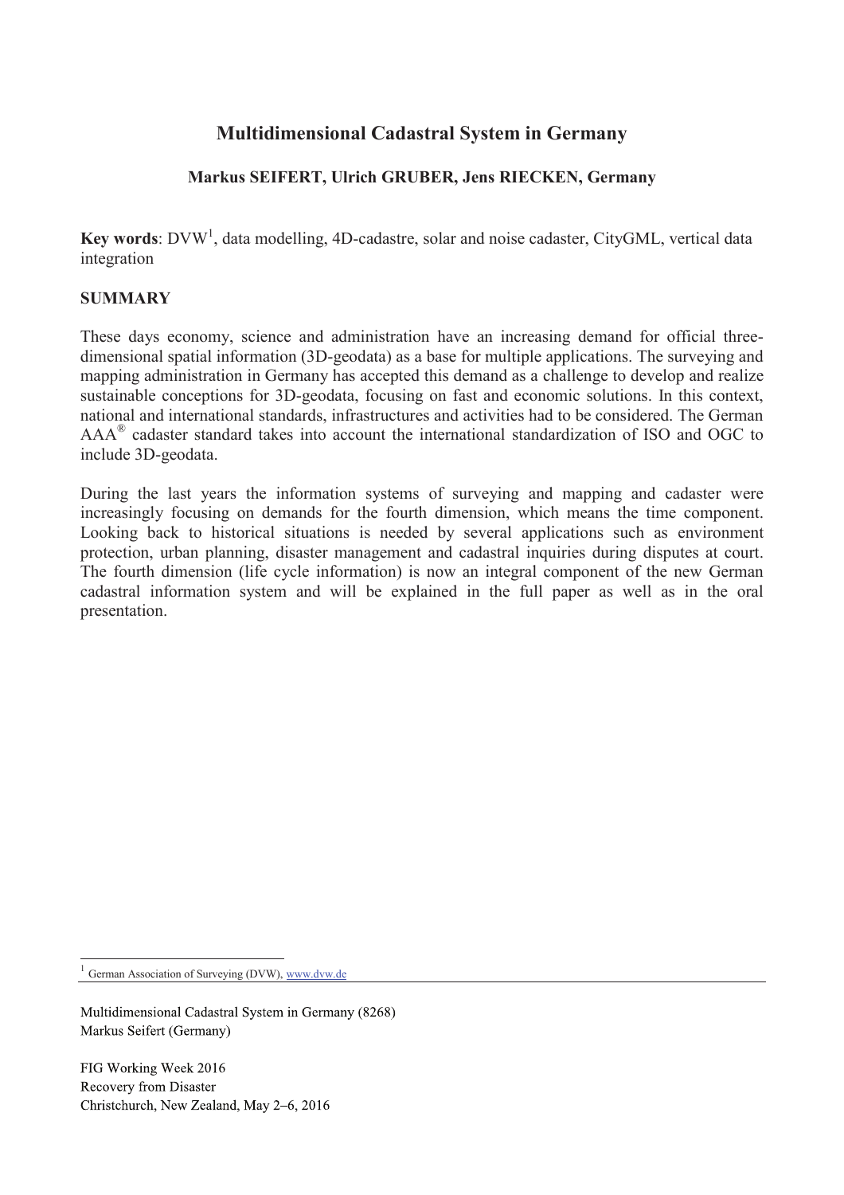# Multidimensional Cadastral System in Germany

**Markus SEIFERT, Ulrich GRUBER, Jens RIECKEN, Germany**

**Key words**: DVW[1], data modelling, 4D-cadastre, solar and noise cadaster, CityGML, vertical data integration

## SUMMARY

These days economy, science and administration have an increasing demand for official three-dimensional spatial information (3D-geodata) as a base for multiple applications. The surveying and mapping administration in Germany has accepted this demand as a challenge to develop and realize sustainable conceptions for 3D-geodata, focusing on fast and economic solutions. In this context, national and international standards, infrastructures and activities had to be considered. The German AAA® cadaster standard takes into account the international standardization of ISO and OGC to include 3D-geodata.

During the last years the information systems of surveying and mapping and cadaster were increasingly focusing on demands for the fourth dimension, which means the time component. Looking back to historical situations is needed by several applications such as environment protection, urban planning, disaster management and cadastral inquiries during disputes at court. The fourth dimension (life cycle information) is now an integral component of the new German cadastral information system and will be explained in the full paper as well as in the oral presentation.

[1] German Association of Surveying (DVW), www.dvw.de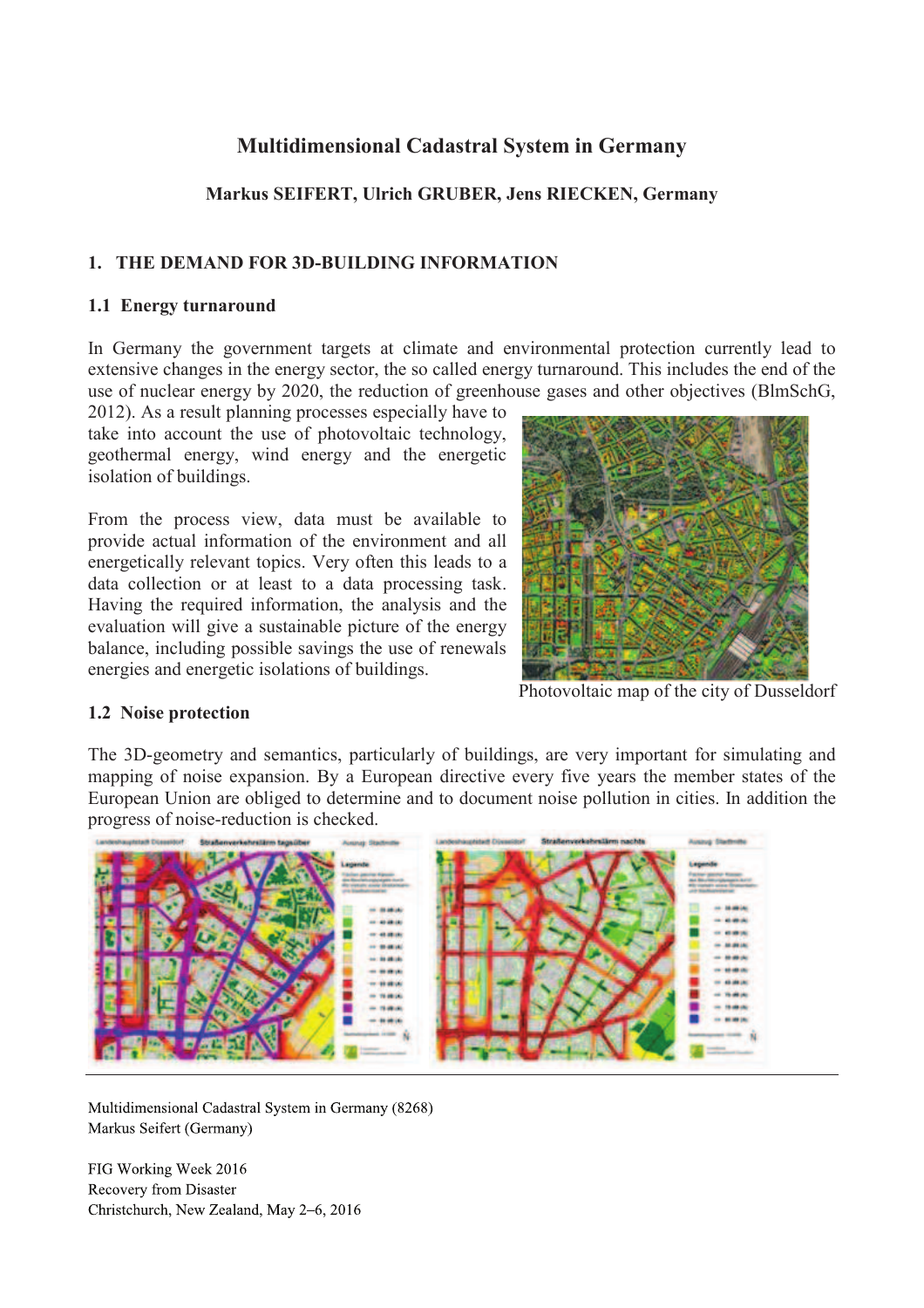# Multidimensional Cadastral System in Germany

**Markus SEIFERT, Ulrich GRUBER, Jens RIECKEN, Germany**

## 1. THE DEMAND FOR 3D-BUILDING INFORMATION

### 1.1 Energy turnaround

In Germany the government targets at climate and environmental protection currently lead to extensive changes in the energy sector, the so called energy turnaround. This includes the end of the use of nuclear energy by 2020, the reduction of greenhouse gases and other objectives (BlmSchG, 2012). As a result planning processes especially have to take into account the use of photovoltaic technology, geothermal energy, wind energy and the energetic isolation of buildings.

From the process view, data must be available to provide actual information of the environment and all energetically relevant topics. Very often this leads to a data collection or at least to a data processing task. Having the required information, the analysis and the evaluation will give a sustainable picture of the energy balance, including possible savings the use of renewals energies and energetic isolations of buildings.

Photovoltaic map of the city of Dusseldorf

### 1.2 Noise protection

The 3D-geometry and semantics, particularly of buildings, are very important for simulating and mapping of noise expansion. By a European directive every five years the member states of the European Union are obliged to determine and to document noise pollution in cities. In addition the progress of noise-reduction is checked.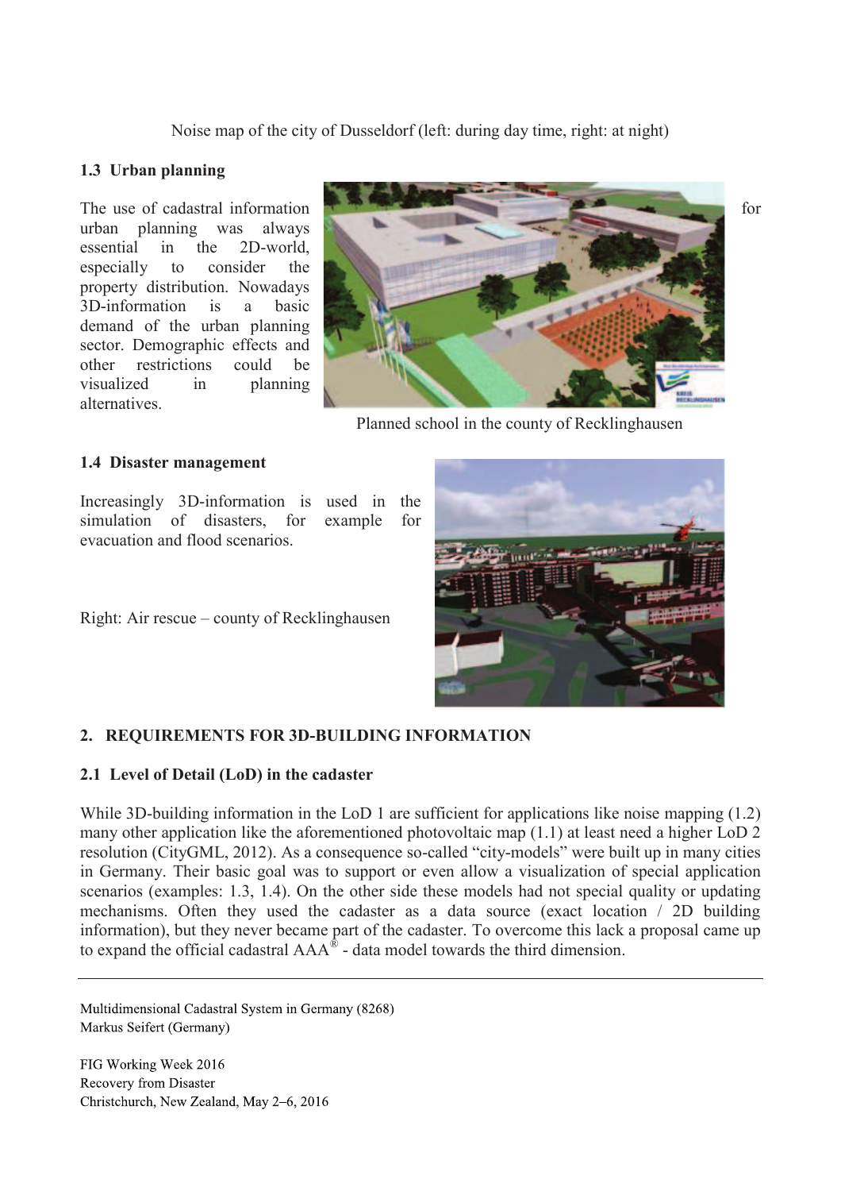Noise map of the city of Dusseldorf (left: during day time, right: at night)

### 1.3 Urban planning

The use of cadastral information for urban planning was always essential in the 2D-world, especially to consider the property distribution. Nowadays 3D-information is a basic demand of the urban planning sector. Demographic effects and other restrictions could be visualized in planning alternatives.

Planned school in the county of Recklinghausen

### 1.4 Disaster management

Increasingly 3D-information is used in the simulation of disasters, for example for evacuation and flood scenarios.

Right: Air rescue – county of Recklinghausen

## 2. REQUIREMENTS FOR 3D-BUILDING INFORMATION

### 2.1 Level of Detail (LoD) in the cadaster

While 3D-building information in the LoD 1 are sufficient for applications like noise mapping (1.2) many other application like the aforementioned photovoltaic map (1.1) at least need a higher LoD 2 resolution (CityGML, 2012). As a consequence so-called "city-models" were built up in many cities in Germany. Their basic goal was to support or even allow a visualization of special application scenarios (examples: 1.3, 1.4). On the other side these models had not special quality or updating mechanisms. Often they used the cadaster as a data source (exact location / 2D building information), but they never became part of the cadaster. To overcome this lack a proposal came up to expand the official cadastral AAA® - data model towards the third dimension.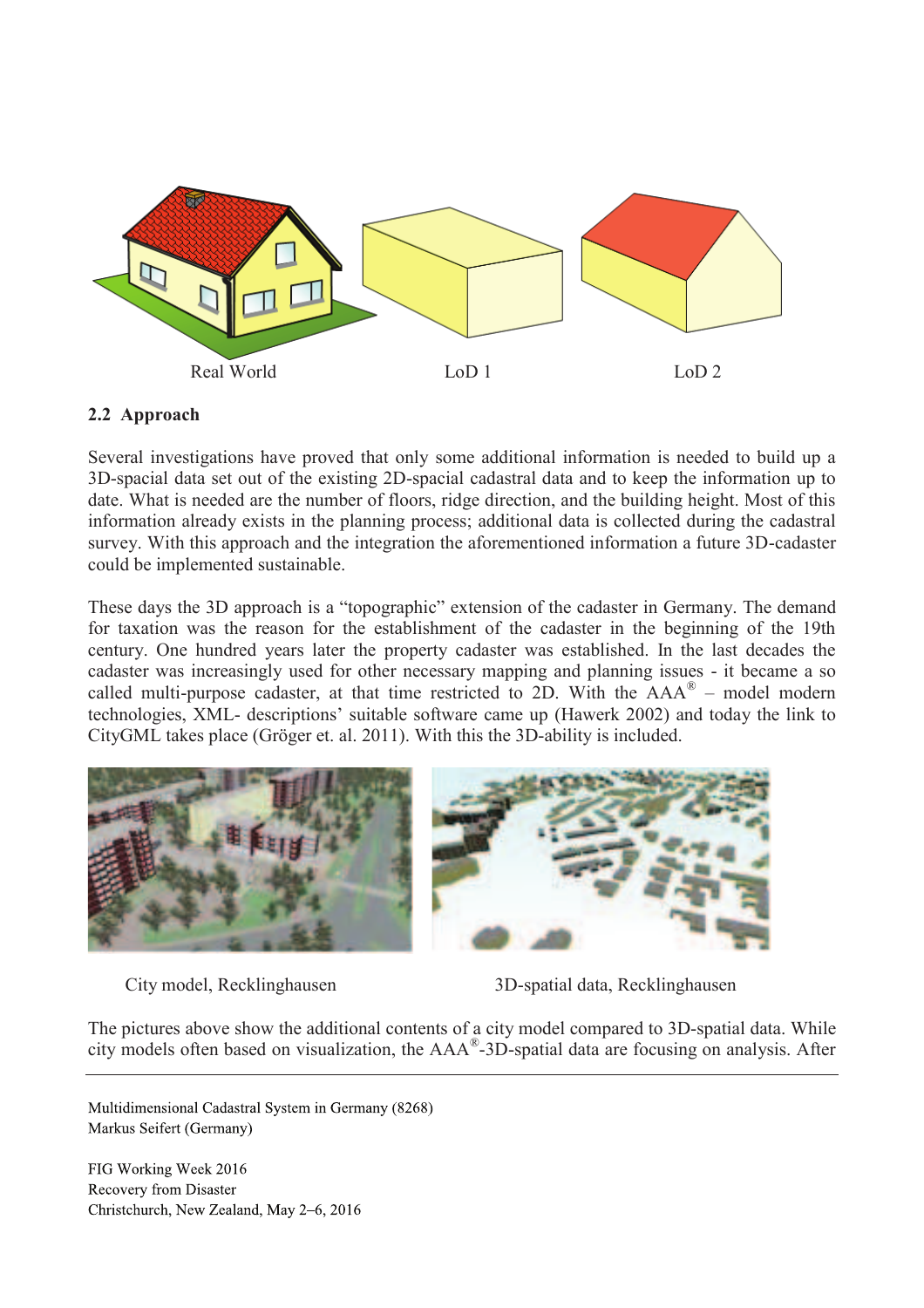Real World LoD 1 LoD 2

## 2.2 Approach

Several investigations have proved that only some additional information is needed to build up a 3D-spacial data set out of the existing 2D-spacial cadastral data and to keep the information up to date. What is needed are the number of floors, ridge direction, and the building height. Most of this information already exists in the planning process; additional data is collected during the cadastral survey. With this approach and the integration the aforementioned information a future 3D-cadaster could be implemented sustainable.

These days the 3D approach is a "topographic" extension of the cadaster in Germany. The demand for taxation was the reason for the establishment of the cadaster in the beginning of the 19th century. One hundred years later the property cadaster was established. In the last decades the cadaster was increasingly used for other necessary mapping and planning issues - it became a so called multi-purpose cadaster, at that time restricted to 2D. With the AAA® – model modern technologies, XML- descriptions' suitable software came up (Hawerk 2002) and today the link to CityGML takes place (Gröger et. al. 2011). With this the 3D-ability is included.

City model, Recklinghausen 3D-spatial data, Recklinghausen

The pictures above show the additional contents of a city model compared to 3D-spatial data. While city models often based on visualization, the AAA®-3D-spatial data are focusing on analysis. After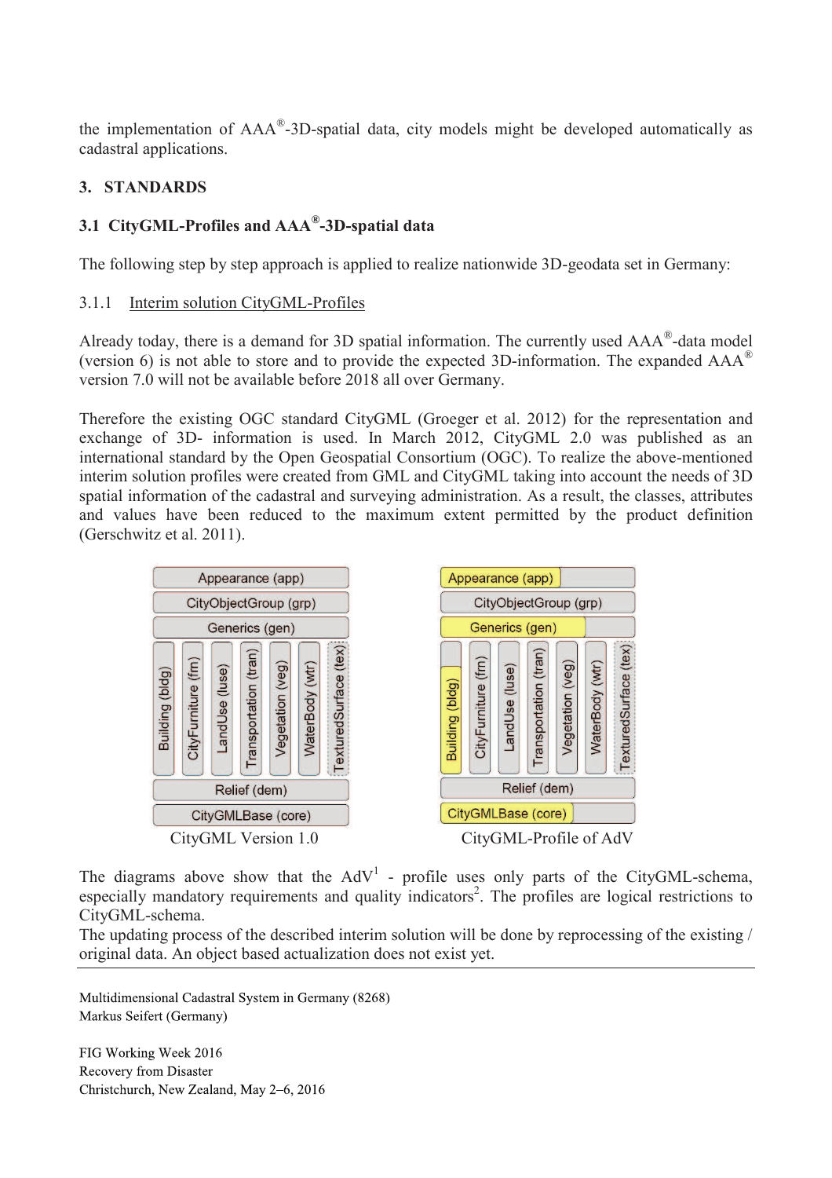the implementation of AAA®-3D-spatial data, city models might be developed automatically as cadastral applications.

## 3. STANDARDS

### 3.1 CityGML-Profiles and AAA®-3D-spatial data

The following step by step approach is applied to realize nationwide 3D-geodata set in Germany:

#### 3.1.1 Interim solution CityGML-Profiles

Already today, there is a demand for 3D spatial information. The currently used AAA®-data model (version 6) is not able to store and to provide the expected 3D-information. The expanded AAA® version 7.0 will not be available before 2018 all over Germany.

Therefore the existing OGC standard CityGML (Groeger et al. 2012) for the representation and exchange of 3D- information is used. In March 2012, CityGML 2.0 was published as an international standard by the Open Geospatial Consortium (OGC). To realize the above-mentioned interim solution profiles were created from GML and CityGML taking into account the needs of 3D spatial information of the cadastral and surveying administration. As a result, the classes, attributes and values have been reduced to the maximum extent permitted by the product definition (Gerschwitz et al. 2011).

CityGML Version 1.0

CityGML-Profile of AdV

The diagrams above show that the AdV[1] - profile uses only parts of the CityGML-schema, especially mandatory requirements and quality indicators[2]. The profiles are logical restrictions to CityGML-schema.

The updating process of the described interim solution will be done by reprocessing of the existing / original data. An object based actualization does not exist yet.

Multidimensional Cadastral System in Germany (8268)
Markus Seifert (Germany)

FIG Working Week 2016
Recovery from Disaster
Christchurch, New Zealand, May 2–6, 2016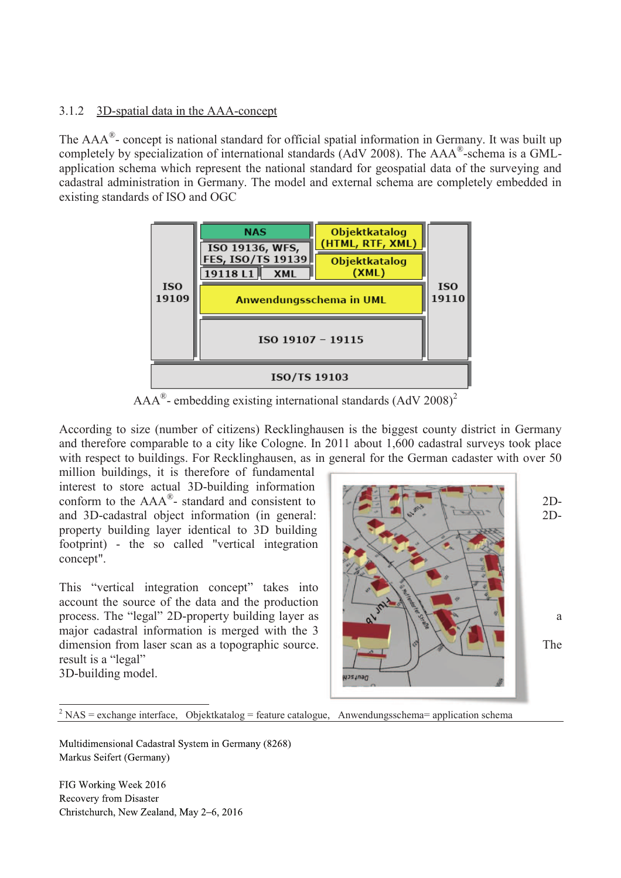3.1.2 3D-spatial data in the AAA-concept

The AAA®- concept is national standard for official spatial information in Germany. It was built up completely by specialization of international standards (AdV 2008). The AAA®-schema is a GML-application schema which represent the national standard for geospatial data of the surveying and cadastral administration in Germany. The model and external schema are completely embedded in existing standards of ISO and OGC

AAA®- embedding existing international standards (AdV 2008)[2]

According to size (number of citizens) Recklinghausen is the biggest county district in Germany and therefore comparable to a city like Cologne. In 2011 about 1,600 cadastral surveys took place with respect to buildings. For Recklinghausen, as in general for the German cadaster with over 50 million buildings, it is therefore of fundamental interest to store actual 3D-building information conform to the AAA®- standard and consistent to 2D- and 3D-cadastral object information (in general: 2D-property building layer identical to 3D building footprint) - the so called "vertical integration concept".

This "vertical integration concept" takes into account the source of the data and the production process. The "legal" 2D-property building layer as a major cadastral information is merged with the 3 dimension from laser scan as a topographic source. The result is a "legal" 3D-building model.

[2] NAS = exchange interface, Objektkatalog = feature catalogue, Anwendungsschema= application schema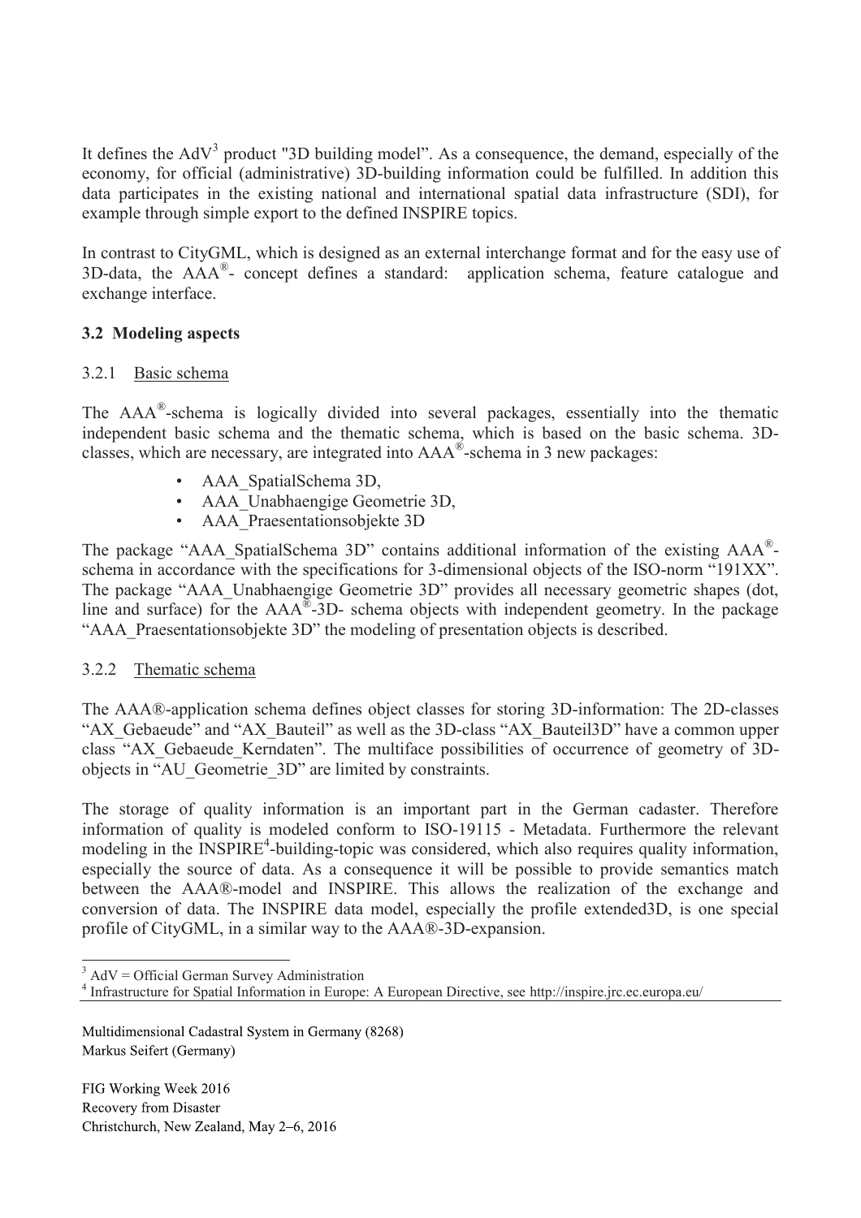It defines the AdV[3] product "3D building model". As a consequence, the demand, especially of the economy, for official (administrative) 3D-building information could be fulfilled. In addition this data participates in the existing national and international spatial data infrastructure (SDI), for example through simple export to the defined INSPIRE topics.

In contrast to CityGML, which is designed as an external interchange format and for the easy use of 3D-data, the AAA®- concept defines a standard: application schema, feature catalogue and exchange interface.

### 3.2 Modeling aspects

#### 3.2.1 Basic schema

The AAA®-schema is logically divided into several packages, essentially into the thematic independent basic schema and the thematic schema, which is based on the basic schema. 3D-classes, which are necessary, are integrated into AAA®-schema in 3 new packages:

- AAA_SpatialSchema 3D,
- AAA_Unabhaengige Geometrie 3D,
- AAA_Praesentationsobjekte 3D

The package "AAA_SpatialSchema 3D" contains additional information of the existing AAA®-schema in accordance with the specifications for 3-dimensional objects of the ISO-norm "191XX". The package "AAA_Unabhaengige Geometrie 3D" provides all necessary geometric shapes (dot, line and surface) for the AAA®-3D- schema objects with independent geometry. In the package "AAA_Praesentationsobjekte 3D" the modeling of presentation objects is described.

#### 3.2.2 Thematic schema

The AAA®-application schema defines object classes for storing 3D-information: The 2D-classes "AX_Gebaeude" and "AX_Bauteil" as well as the 3D-class "AX_Bauteil3D" have a common upper class "AX_Gebaeude_Kerndaten". The multiface possibilities of occurrence of geometry of 3D-objects in "AU_Geometrie_3D" are limited by constraints.

The storage of quality information is an important part in the German cadaster. Therefore information of quality is modeled conform to ISO-19115 - Metadata. Furthermore the relevant modeling in the INSPIRE[4]-building-topic was considered, which also requires quality information, especially the source of data. As a consequence it will be possible to provide semantics match between the AAA®-model and INSPIRE. This allows the realization of the exchange and conversion of data. The INSPIRE data model, especially the profile extended3D, is one special profile of CityGML, in a similar way to the AAA®-3D-expansion.

---

[3] AdV = Official German Survey Administration

[4] Infrastructure for Spatial Information in Europe: A European Directive, see http://inspire.jrc.ec.europa.eu/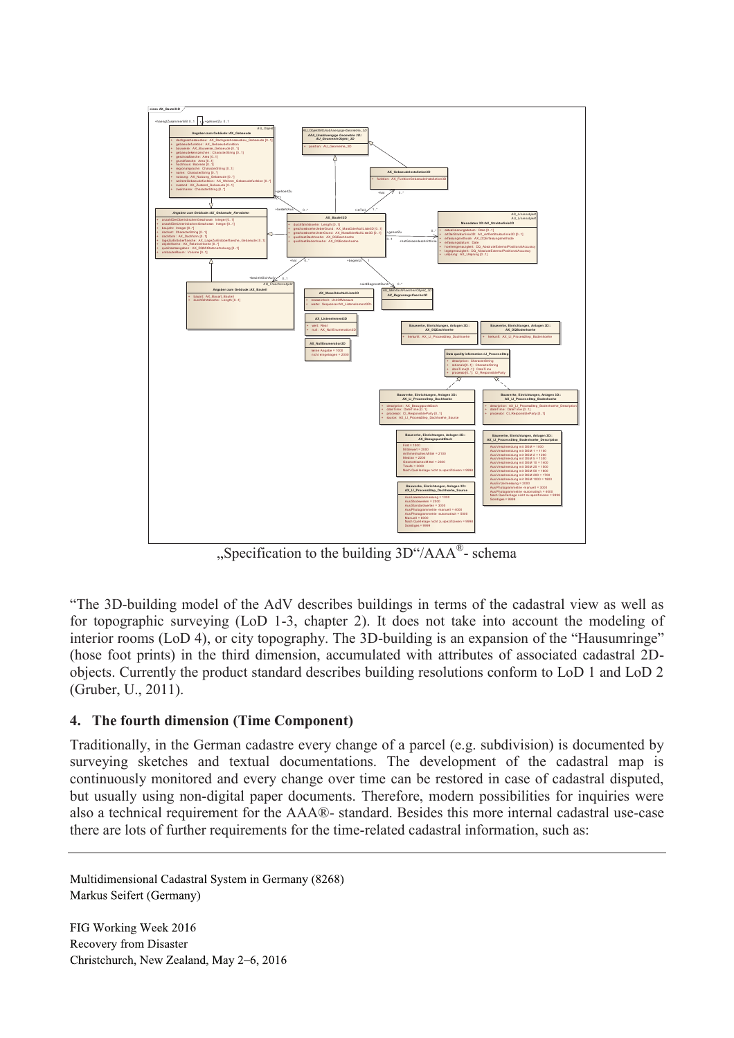„Specification to the building 3D"/AAA®- schema

"The 3D-building model of the AdV describes buildings in terms of the cadastral view as well as for topographic surveying (LoD 1-3, chapter 2). It does not take into account the modeling of interior rooms (LoD 4), or city topography. The 3D-building is an expansion of the "Hausumringe" (hose foot prints) in the third dimension, accumulated with attributes of associated cadastral 2D-objects. Currently the product standard describes building resolutions conform to LoD 1 and LoD 2 (Gruber, U., 2011).

## 4. The fourth dimension (Time Component)

Traditionally, in the German cadastre every change of a parcel (e.g. subdivision) is documented by surveying sketches and textual documentations. The development of the cadastral map is continuously monitored and every change over time can be restored in case of cadastral disputed, but usually using non-digital paper documents. Therefore, modern possibilities for inquiries were also a technical requirement for the AAA®- standard. Besides this more internal cadastral use-case there are lots of further requirements for the time-related cadastral information, such as: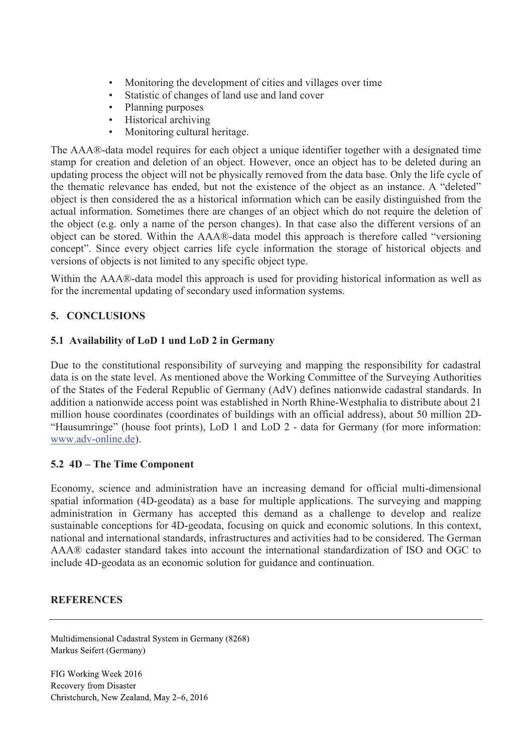- Monitoring the development of cities and villages over time
- Statistic of changes of land use and land cover
- Planning purposes
- Historical archiving
- Monitoring cultural heritage.

The AAA®-data model requires for each object a unique identifier together with a designated time stamp for creation and deletion of an object. However, once an object has to be deleted during an updating process the object will not be physically removed from the data base. Only the life cycle of the thematic relevance has ended, but not the existence of the object as an instance. A "deleted" object is then considered the as a historical information which can be easily distinguished from the actual information. Sometimes there are changes of an object which do not require the deletion of the object (e.g. only a name of the person changes). In that case also the different versions of an object can be stored. Within the AAA®-data model this approach is therefore called "versioning concept". Since every object carries life cycle information the storage of historical objects and versions of objects is not limited to any specific object type.

Within the AAA®-data model this approach is used for providing historical information as well as for the incremental updating of secondary used information systems.

## 5. CONCLUSIONS

### 5.1 Availability of LoD 1 und LoD 2 in Germany

Due to the constitutional responsibility of surveying and mapping the responsibility for cadastral data is on the state level. As mentioned above the Working Committee of the Surveying Authorities of the States of the Federal Republic of Germany (AdV) defines nationwide cadastral standards. In addition a nationwide access point was established in North Rhine-Westphalia to distribute about 21 million house coordinates (coordinates of buildings with an official address), about 50 million 2D-"Hausumringe" (house foot prints), LoD 1 and LoD 2 - data for Germany (for more information: www.adv-online.de).

### 5.2 4D – The Time Component

Economy, science and administration have an increasing demand for official multi-dimensional spatial information (4D-geodata) as a base for multiple applications. The surveying and mapping administration in Germany has accepted this demand as a challenge to develop and realize sustainable conceptions for 4D-geodata, focusing on quick and economic solutions. In this context, national and international standards, infrastructures and activities had to be considered. The German AAA® cadaster standard takes into account the international standardization of ISO and OGC to include 4D-geodata as an economic solution for guidance and continuation.

## REFERENCES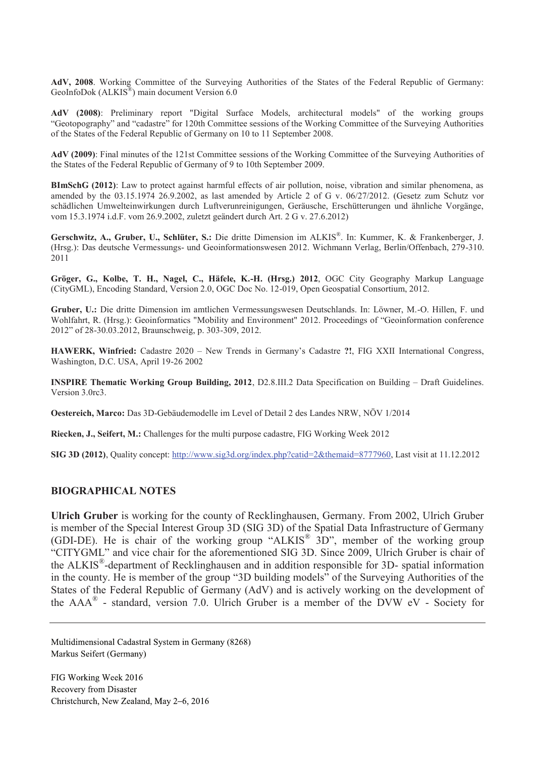**AdV, 2008**. Working Committee of the Surveying Authorities of the States of the Federal Republic of Germany: GeoInfoDok (ALKIS®) main document Version 6.0

**AdV (2008)**: Preliminary report "Digital Surface Models, architectural models" of the working groups "Geotopography" and "cadastre" for 120th Committee sessions of the Working Committee of the Surveying Authorities of the States of the Federal Republic of Germany on 10 to 11 September 2008.

**AdV (2009)**: Final minutes of the 121st Committee sessions of the Working Committee of the Surveying Authorities of the States of the Federal Republic of Germany of 9 to 10th September 2009.

**BImSchG (2012)**: Law to protect against harmful effects of air pollution, noise, vibration and similar phenomena, as amended by the 03.15.1974 26.9.2002, as last amended by Article 2 of G v. 06/27/2012. (Gesetz zum Schutz vor schädlichen Umwelteinwirkungen durch Luftverunreinigungen, Geräusche, Erschütterungen und ähnliche Vorgänge, vom 15.3.1974 i.d.F. vom 26.9.2002, zuletzt geändert durch Art. 2 G v. 27.6.2012)

**Gerschwitz, A., Gruber, U., Schlüter, S.:** Die dritte Dimension im ALKIS®. In: Kummer, K. & Frankenberger, J. (Hrsg.): Das deutsche Vermessungs- und Geoinformationswesen 2012. Wichmann Verlag, Berlin/Offenbach, 279-310. 2011

**Gröger, G., Kolbe, T. H., Nagel, C., Häfele, K.-H. (Hrsg.) 2012**, OGC City Geography Markup Language (CityGML), Encoding Standard, Version 2.0, OGC Doc No. 12-019, Open Geospatial Consortium, 2012.

**Gruber, U.:** Die dritte Dimension im amtlichen Vermessungswesen Deutschlands. In: Löwner, M.-O. Hillen, F. und Wohlfahrt, R. (Hrsg.): Geoinformatics "Mobility and Environment" 2012. Proceedings of "Geoinformation conference 2012" of 28-30.03.2012, Braunschweig, p. 303-309, 2012.

**HAWERK, Winfried:** Cadastre 2020 – New Trends in Germany's Cadastre **?!**, FIG XXII International Congress, Washington, D.C. USA, April 19-26 2002

**INSPIRE Thematic Working Group Building, 2012**, D2.8.III.2 Data Specification on Building – Draft Guidelines. Version 3.0rc3.

**Oestereich, Marco:** Das 3D-Gebäudemodelle im Level of Detail 2 des Landes NRW, NÖV 1/2014

**Riecken, J., Seifert, M.:** Challenges for the multi purpose cadastre, FIG Working Week 2012

**SIG 3D (2012)**, Quality concept: http://www.sig3d.org/index.php?catid=2&themaid=8777960, Last visit at 11.12.2012

## BIOGRAPHICAL NOTES

**Ulrich Gruber** is working for the county of Recklinghausen, Germany. From 2002, Ulrich Gruber is member of the Special Interest Group 3D (SIG 3D) of the Spatial Data Infrastructure of Germany (GDI-DE). He is chair of the working group "ALKIS® 3D", member of the working group "CITYGML" and vice chair for the aforementioned SIG 3D. Since 2009, Ulrich Gruber is chair of the ALKIS®-department of Recklinghausen and in addition responsible for 3D- spatial information in the county. He is member of the group "3D building models" of the Surveying Authorities of the States of the Federal Republic of Germany (AdV) and is actively working on the development of the AAA® - standard, version 7.0. Ulrich Gruber is a member of the DVW eV - Society for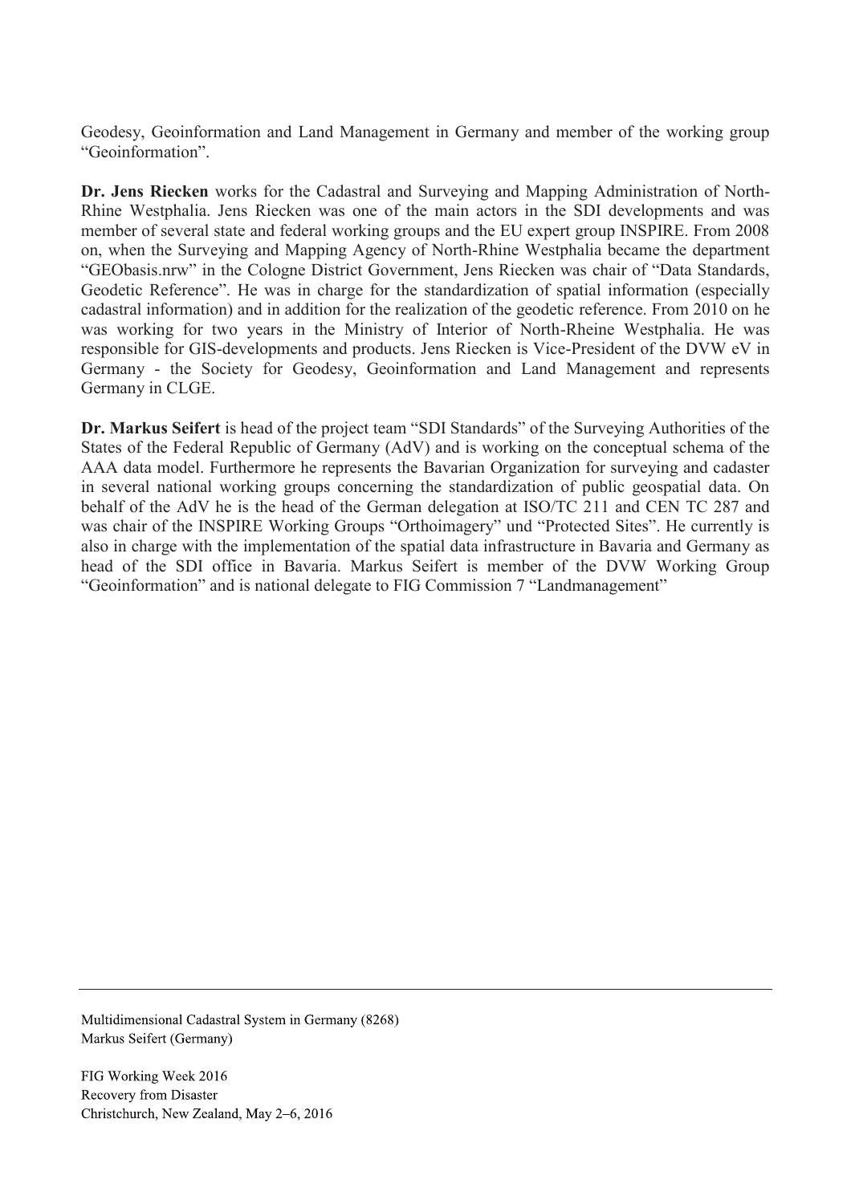Geodesy, Geoinformation and Land Management in Germany and member of the working group "Geoinformation".

**Dr. Jens Riecken** works for the Cadastral and Surveying and Mapping Administration of North-Rhine Westphalia. Jens Riecken was one of the main actors in the SDI developments and was member of several state and federal working groups and the EU expert group INSPIRE. From 2008 on, when the Surveying and Mapping Agency of North-Rhine Westphalia became the department "GEObasis.nrw" in the Cologne District Government, Jens Riecken was chair of "Data Standards, Geodetic Reference". He was in charge for the standardization of spatial information (especially cadastral information) and in addition for the realization of the geodetic reference. From 2010 on he was working for two years in the Ministry of Interior of North-Rheine Westphalia. He was responsible for GIS-developments and products. Jens Riecken is Vice-President of the DVW eV in Germany - the Society for Geodesy, Geoinformation and Land Management and represents Germany in CLGE.

**Dr. Markus Seifert** is head of the project team "SDI Standards" of the Surveying Authorities of the States of the Federal Republic of Germany (AdV) and is working on the conceptual schema of the AAA data model. Furthermore he represents the Bavarian Organization for surveying and cadaster in several national working groups concerning the standardization of public geospatial data. On behalf of the AdV he is the head of the German delegation at ISO/TC 211 and CEN TC 287 and was chair of the INSPIRE Working Groups "Orthoimagery" und "Protected Sites". He currently is also in charge with the implementation of the spatial data infrastructure in Bavaria and Germany as head of the SDI office in Bavaria. Markus Seifert is member of the DVW Working Group "Geoinformation" and is national delegate to FIG Commission 7 "Landmanagement"